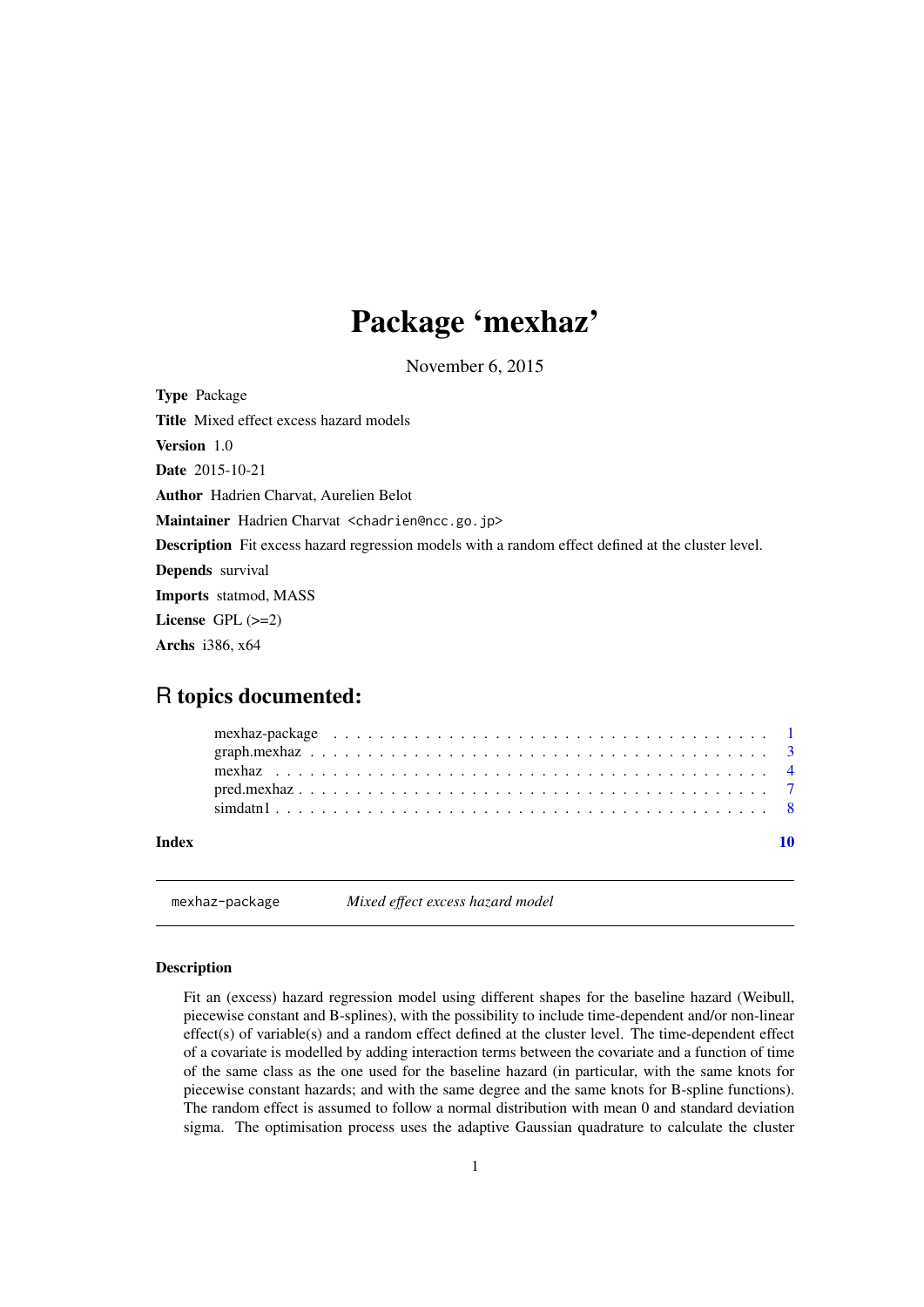# Package 'mexhaz'

November 6, 2015

**Type** Package

**Title** Mixed effect excess hazard models

**Version** 1.0

**Date** 2015-10-21

**Author** Hadrien Charvat, Aurelien Belot

**Maintainer** Hadrien Charvat <chadrien@ncc.go.jp>

**Description** Fit excess hazard regression models with a random effect defined at the cluster level.

**Depends** survival

**Imports** statmod, MASS

**License** GPL (>=2)

**Archs** i386, x64

## R topics documented:

| | |
|---|---|
| mexhaz-package | 1 |
| graph.mexhaz | 3 |
| mexhaz | 4 |
| pred.mexhaz | 7 |
| simdatn1 | 8 |
| **Index** | **10** |

---

`mexhaz-package` *Mixed effect excess hazard model*

---

### Description

Fit an (excess) hazard regression model using different shapes for the baseline hazard (Weibull, piecewise constant and B-splines), with the possibility to include time-dependent and/or non-linear effect(s) of variable(s) and a random effect defined at the cluster level. The time-dependent effect of a covariate is modelled by adding interaction terms between the covariate and a function of time of the same class as the one used for the baseline hazard (in particular, with the same knots for piecewise constant hazards; and with the same degree and the same knots for B-spline functions). The random effect is assumed to follow a normal distribution with mean 0 and standard deviation sigma. The optimisation process uses the adaptive Gaussian quadrature to calculate the cluster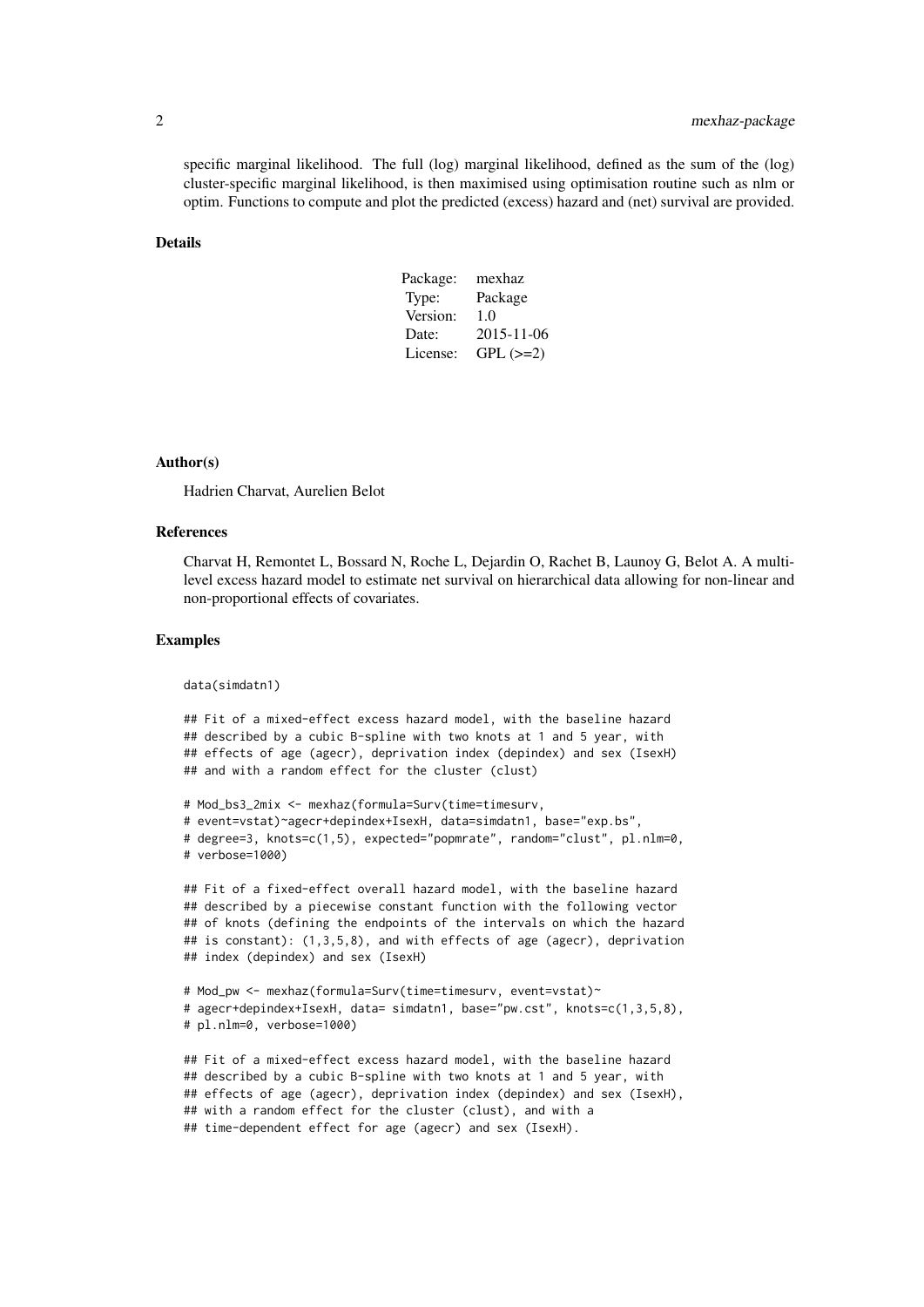specific marginal likelihood. The full (log) marginal likelihood, defined as the sum of the (log) cluster-specific marginal likelihood, is then maximised using optimisation routine such as nlm or optim. Functions to compute and plot the predicted (excess) hazard and (net) survival are provided.

## Details

| | |
|---|---|
| Package: | mexhaz |
| Type: | Package |
| Version: | 1.0 |
| Date: | 2015-11-06 |
| License: | GPL (>=2) |

## Author(s)

Hadrien Charvat, Aurelien Belot

## References

Charvat H, Remontet L, Bossard N, Roche L, Dejardin O, Rachet B, Launoy G, Belot A. A multilevel excess hazard model to estimate net survival on hierarchical data allowing for non-linear and non-proportional effects of covariates.

## Examples

```
data(simdatn1)

## Fit of a mixed-effect excess hazard model, with the baseline hazard
## described by a cubic B-spline with two knots at 1 and 5 year, with
## effects of age (agecr), deprivation index (depindex) and sex (IsexH)
## and with a random effect for the cluster (clust)

# Mod_bs3_2mix <- mexhaz(formula=Surv(time=timesurv,
# event=vstat)~agecr+depindex+IsexH, data=simdatn1, base="exp.bs",
# degree=3, knots=c(1,5), expected="popmrate", random="clust", pl.nlm=0,
# verbose=1000)

## Fit of a fixed-effect overall hazard model, with the baseline hazard
## described by a piecewise constant function with the following vector
## of knots (defining the endpoints of the intervals on which the hazard
## is constant): (1,3,5,8), and with effects of age (agecr), deprivation
## index (depindex) and sex (IsexH)

# Mod_pw <- mexhaz(formula=Surv(time=timesurv, event=vstat)~
# agecr+depindex+IsexH, data= simdatn1, base="pw.cst", knots=c(1,3,5,8),
# pl.nlm=0, verbose=1000)

## Fit of a mixed-effect excess hazard model, with the baseline hazard
## described by a cubic B-spline with two knots at 1 and 5 year, with
## effects of age (agecr), deprivation index (depindex) and sex (IsexH),
## with a random effect for the cluster (clust), and with a
## time-dependent effect for age (agecr) and sex (IsexH).
```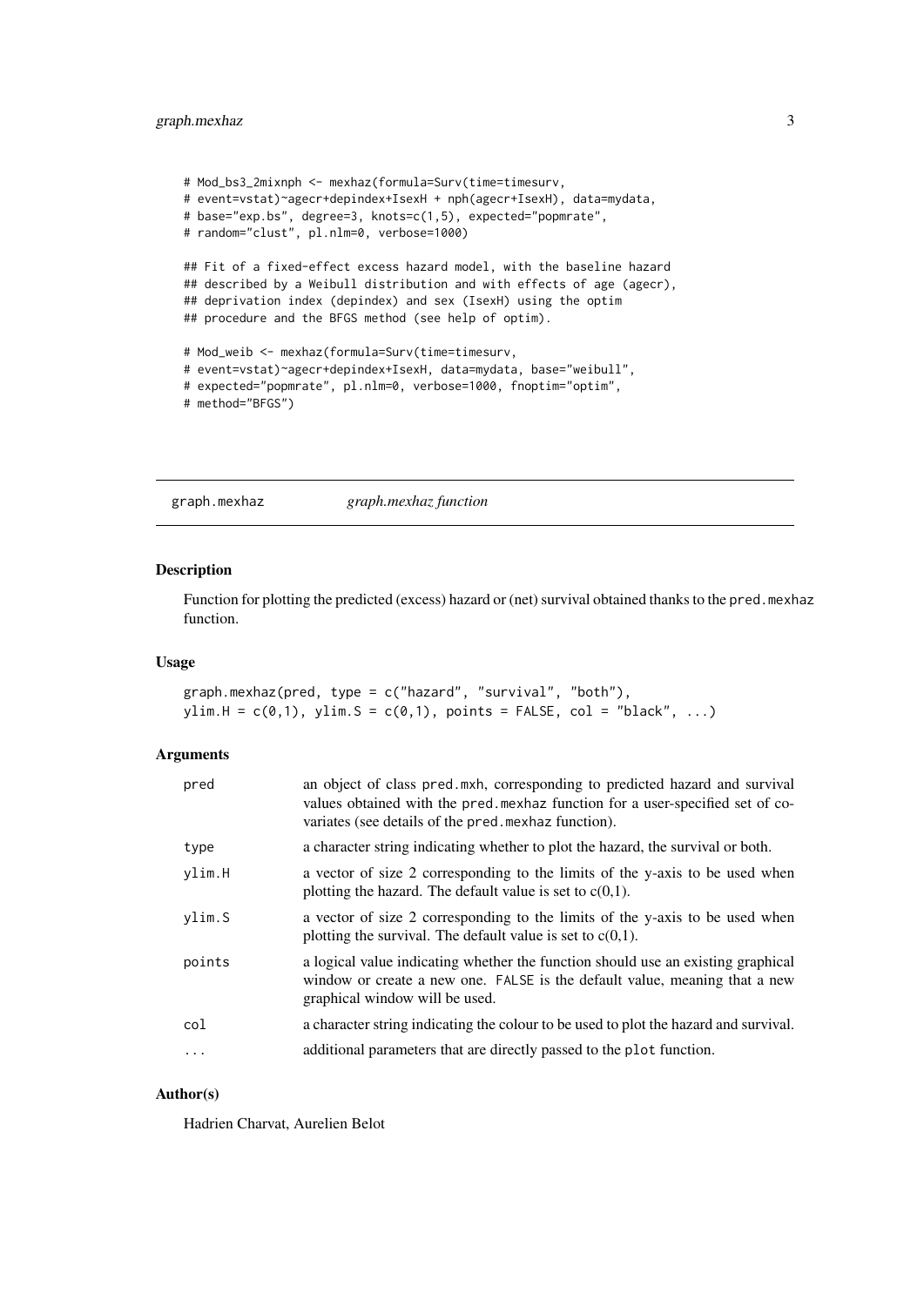```
# Mod_bs3_2mixnph <- mexhaz(formula=Surv(time=timesurv,
# event=vstat)~agecr+depindex+IsexH + nph(agecr+IsexH), data=mydata,
# base="exp.bs", degree=3, knots=c(1,5), expected="popmrate",
# random="clust", pl.nlm=0, verbose=1000)

## Fit of a fixed-effect excess hazard model, with the baseline hazard
## described by a Weibull distribution and with effects of age (agecr),
## deprivation index (depindex) and sex (IsexH) using the optim
## procedure and the BFGS method (see help of optim).

# Mod_weib <- mexhaz(formula=Surv(time=timesurv,
# event=vstat)~agecr+depindex+IsexH, data=mydata, base="weibull",
# expected="popmrate", pl.nlm=0, verbose=1000, fnoptim="optim",
# method="BFGS")
```

## graph.mexhaz *graph.mexhaz function*

### Description

Function for plotting the predicted (excess) hazard or (net) survival obtained thanks to the `pred.mexhaz` function.

### Usage

```
graph.mexhaz(pred, type = c("hazard", "survival", "both"),
ylim.H = c(0,1), ylim.S = c(0,1), points = FALSE, col = "black", ...)
```

### Arguments

| | |
|---|---|
| `pred` | an object of class pred.mxh, corresponding to predicted hazard and survival values obtained with the `pred.mexhaz` function for a user-specified set of covariates (see details of the `pred.mexhaz` function). |
| `type` | a character string indicating whether to plot the hazard, the survival or both. |
| `ylim.H` | a vector of size 2 corresponding to the limits of the y-axis to be used when plotting the hazard. The default value is set to c(0,1). |
| `ylim.S` | a vector of size 2 corresponding to the limits of the y-axis to be used when plotting the survival. The default value is set to c(0,1). |
| `points` | a logical value indicating whether the function should use an existing graphical window or create a new one. `FALSE` is the default value, meaning that a new graphical window will be used. |
| `col` | a character string indicating the colour to be used to plot the hazard and survival. |
| `...` | additional parameters that are directly passed to the `plot` function. |

### Author(s)

Hadrien Charvat, Aurelien Belot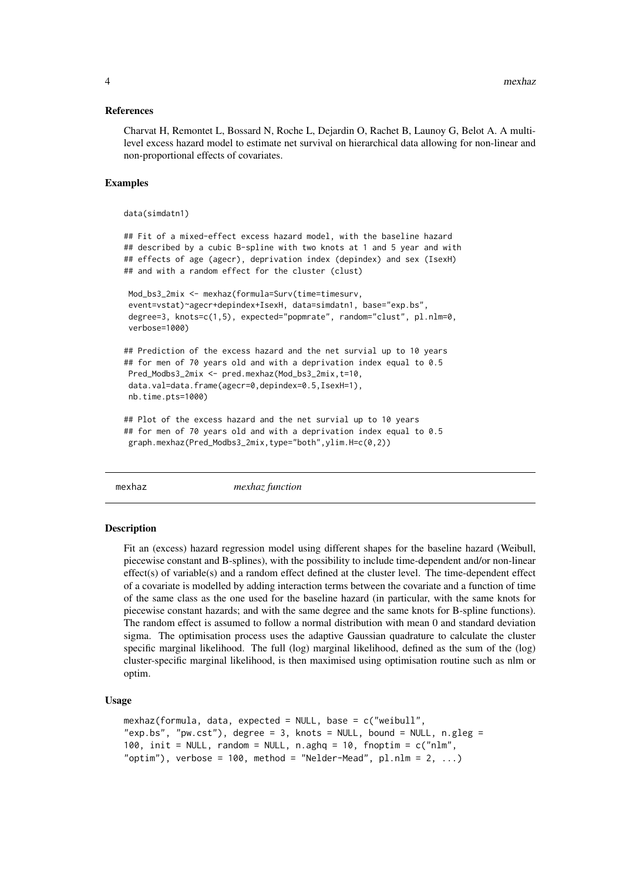### References

Charvat H, Remontet L, Bossard N, Roche L, Dejardin O, Rachet B, Launoy G, Belot A. A multilevel excess hazard model to estimate net survival on hierarchical data allowing for non-linear and non-proportional effects of covariates.

### Examples

```
data(simdatn1)

## Fit of a mixed-effect excess hazard model, with the baseline hazard
## described by a cubic B-spline with two knots at 1 and 5 year and with
## effects of age (agecr), deprivation index (depindex) and sex (IsexH)
## and with a random effect for the cluster (clust)

 Mod_bs3_2mix <- mexhaz(formula=Surv(time=timesurv,
 event=vstat)~agecr+depindex+IsexH, data=simdatn1, base="exp.bs",
 degree=3, knots=c(1,5), expected="popmrate", random="clust", pl.nlm=0,
 verbose=1000)

## Prediction of the excess hazard and the net survial up to 10 years
## for men of 70 years old and with a deprivation index equal to 0.5
 Pred_Modbs3_2mix <- pred.mexhaz(Mod_bs3_2mix,t=10,
 data.val=data.frame(agecr=0,depindex=0.5,IsexH=1),
 nb.time.pts=1000)

## Plot of the excess hazard and the net survial up to 10 years
## for men of 70 years old and with a deprivation index equal to 0.5
 graph.mexhaz(Pred_Modbs3_2mix,type="both",ylim.H=c(0,2))
```

---

## mexhaz — *mexhaz function*

---

### Description

Fit an (excess) hazard regression model using different shapes for the baseline hazard (Weibull, piecewise constant and B-splines), with the possibility to include time-dependent and/or non-linear effect(s) of variable(s) and a random effect defined at the cluster level. The time-dependent effect of a covariate is modelled by adding interaction terms between the covariate and a function of time of the same class as the one used for the baseline hazard (in particular, with the same knots for piecewise constant hazards; and with the same degree and the same knots for B-spline functions). The random effect is assumed to follow a normal distribution with mean 0 and standard deviation sigma. The optimisation process uses the adaptive Gaussian quadrature to calculate the cluster specific marginal likelihood. The full (log) marginal likelihood, defined as the sum of the (log) cluster-specific marginal likelihood, is then maximised using optimisation routine such as nlm or optim.

### Usage

```
mexhaz(formula, data, expected = NULL, base = c("weibull",
"exp.bs", "pw.cst"), degree = 3, knots = NULL, bound = NULL, n.gleg =
100, init = NULL, random = NULL, n.aghq = 10, fnoptim = c("nlm",
"optim"), verbose = 100, method = "Nelder-Mead", pl.nlm = 2, ...)
```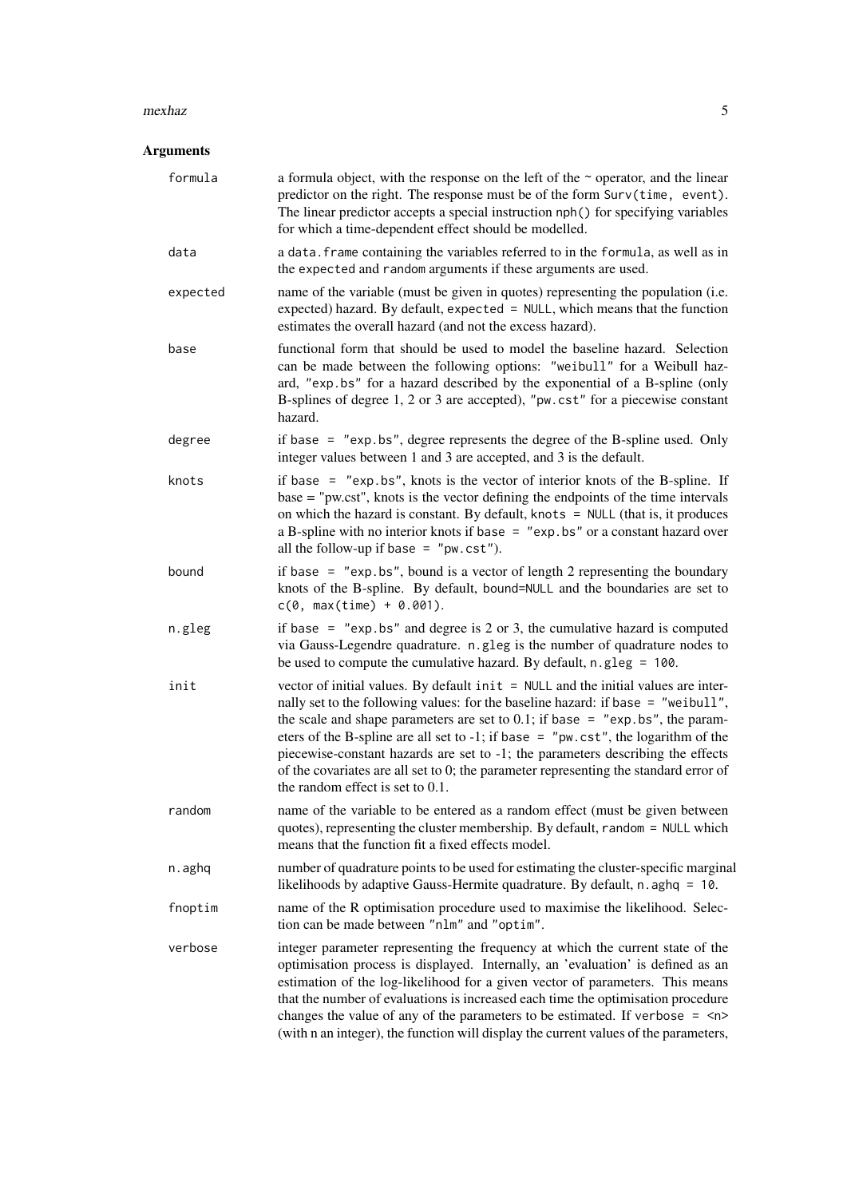### Arguments

`formula`
: a formula object, with the response on the left of the ~ operator, and the linear predictor on the right. The response must be of the form `Surv(time, event)`. The linear predictor accepts a special instruction `nph()` for specifying variables for which a time-dependent effect should be modelled.

`data`
: a `data.frame` containing the variables referred to in the `formula`, as well as in the `expected` and `random` arguments if these arguments are used.

`expected`
: name of the variable (must be given in quotes) representing the population (i.e. expected) hazard. By default, `expected = NULL`, which means that the function estimates the overall hazard (and not the excess hazard).

`base`
: functional form that should be used to model the baseline hazard. Selection can be made between the following options: `"weibull"` for a Weibull hazard, `"exp.bs"` for a hazard described by the exponential of a B-spline (only B-splines of degree 1, 2 or 3 are accepted), `"pw.cst"` for a piecewise constant hazard.

`degree`
: if `base = "exp.bs"`, degree represents the degree of the B-spline used. Only integer values between 1 and 3 are accepted, and 3 is the default.

`knots`
: if `base = "exp.bs"`, knots is the vector of interior knots of the B-spline. If base = "pw.cst", knots is the vector defining the endpoints of the time intervals on which the hazard is constant. By default, `knots = NULL` (that is, it produces a B-spline with no interior knots if `base = "exp.bs"` or a constant hazard over all the follow-up if `base = "pw.cst"`).

`bound`
: if `base = "exp.bs"`, bound is a vector of length 2 representing the boundary knots of the B-spline. By default, `bound=NULL` and the boundaries are set to `c(0, max(time) + 0.001)`.

`n.gleg`
: if `base = "exp.bs"` and degree is 2 or 3, the cumulative hazard is computed via Gauss-Legendre quadrature. `n.gleg` is the number of quadrature nodes to be used to compute the cumulative hazard. By default, `n.gleg = 100`.

`init`
: vector of initial values. By default `init = NULL` and the initial values are internally set to the following values: for the baseline hazard: if `base = "weibull"`, the scale and shape parameters are set to 0.1; if `base = "exp.bs"`, the parameters of the B-spline are all set to -1; if `base = "pw.cst"`, the logarithm of the piecewise-constant hazards are set to -1; the parameters describing the effects of the covariates are all set to 0; the parameter representing the standard error of the random effect is set to 0.1.

`random`
: name of the variable to be entered as a random effect (must be given between quotes), representing the cluster membership. By default, `random = NULL` which means that the function fit a fixed effects model.

`n.aghq`
: number of quadrature points to be used for estimating the cluster-specific marginal likelihoods by adaptive Gauss-Hermite quadrature. By default, `n.aghq = 10`.

`fnoptim`
: name of the R optimisation procedure used to maximise the likelihood. Selection can be made between `"nlm"` and `"optim"`.

`verbose`
: integer parameter representing the frequency at which the current state of the optimisation process is displayed. Internally, an 'evaluation' is defined as an estimation of the log-likelihood for a given vector of parameters. This means that the number of evaluations is increased each time the optimisation procedure changes the value of any of the parameters to be estimated. If `verbose = <n>` (with n an integer), the function will display the current values of the parameters,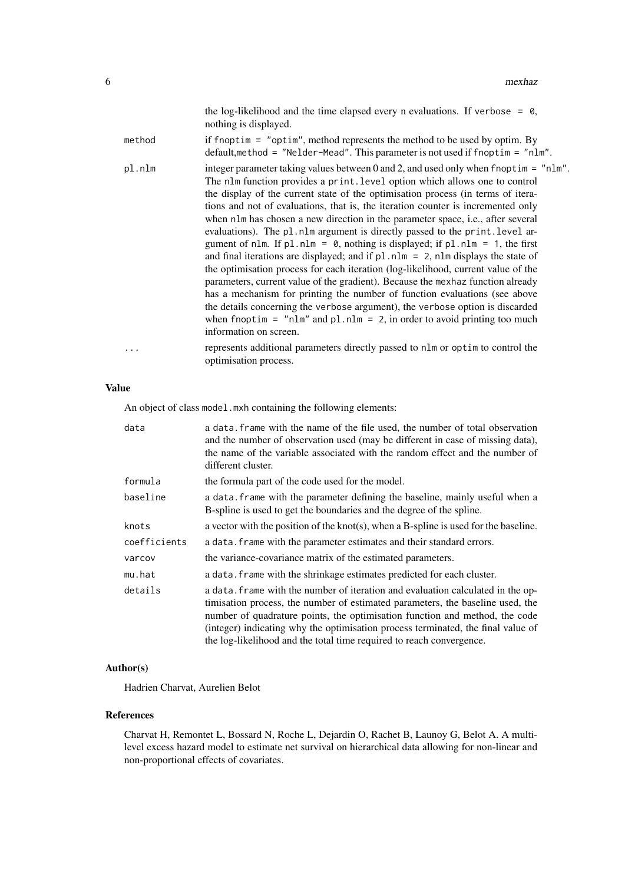the log-likelihood and the time elapsed every n evaluations. If `verbose = 0`, nothing is displayed.

**method**
: if `fnoptim = "optim"`, method represents the method to be used by optim. By default,`method = "Nelder-Mead"`. This parameter is not used if `fnoptim = "nlm"`.

**pl.nlm**
: integer parameter taking values between 0 and 2, and used only when `fnoptim = "nlm"`. The `nlm` function provides a `print.level` option which allows one to control the display of the current state of the optimisation process (in terms of iterations and not of evaluations, that is, the iteration counter is incremented only when `nlm` has chosen a new direction in the parameter space, i.e., after several evaluations). The `pl.nlm` argument is directly passed to the `print.level` argument of `nlm`. If `pl.nlm = 0`, nothing is displayed; if `pl.nlm = 1`, the first and final iterations are displayed; and if `pl.nlm = 2`, `nlm` displays the state of the optimisation process for each iteration (log-likelihood, current value of the parameters, current value of the gradient). Because the `mexhaz` function already has a mechanism for printing the number of function evaluations (see above the details concerning the `verbose` argument), the `verbose` option is discarded when `fnoptim = "nlm"` and `pl.nlm = 2`, in order to avoid printing too much information on screen.

**...**
: represents additional parameters directly passed to `nlm` or `optim` to control the optimisation process.

## Value

An object of class `model.mxh` containing the following elements:

**data**
: a `data.frame` with the name of the file used, the number of total observation and the number of observation used (may be different in case of missing data), the name of the variable associated with the random effect and the number of different cluster.

**formula**
: the formula part of the code used for the model.

**baseline**
: a `data.frame` with the parameter defining the baseline, mainly useful when a B-spline is used to get the boundaries and the degree of the spline.

**knots**
: a vector with the position of the knot(s), when a B-spline is used for the baseline.

**coefficients**
: a `data.frame` with the parameter estimates and their standard errors.

**varcov**
: the variance-covariance matrix of the estimated parameters.

**mu.hat**
: a `data.frame` with the shrinkage estimates predicted for each cluster.

**details**
: a `data.frame` with the number of iteration and evaluation calculated in the optimisation process, the number of estimated parameters, the baseline used, the number of quadrature points, the optimisation function and method, the code (integer) indicating why the optimisation process terminated, the final value of the log-likelihood and the total time required to reach convergence.

## Author(s)

Hadrien Charvat, Aurelien Belot

## References

Charvat H, Remontet L, Bossard N, Roche L, Dejardin O, Rachet B, Launoy G, Belot A. A multilevel excess hazard model to estimate net survival on hierarchical data allowing for non-linear and non-proportional effects of covariates.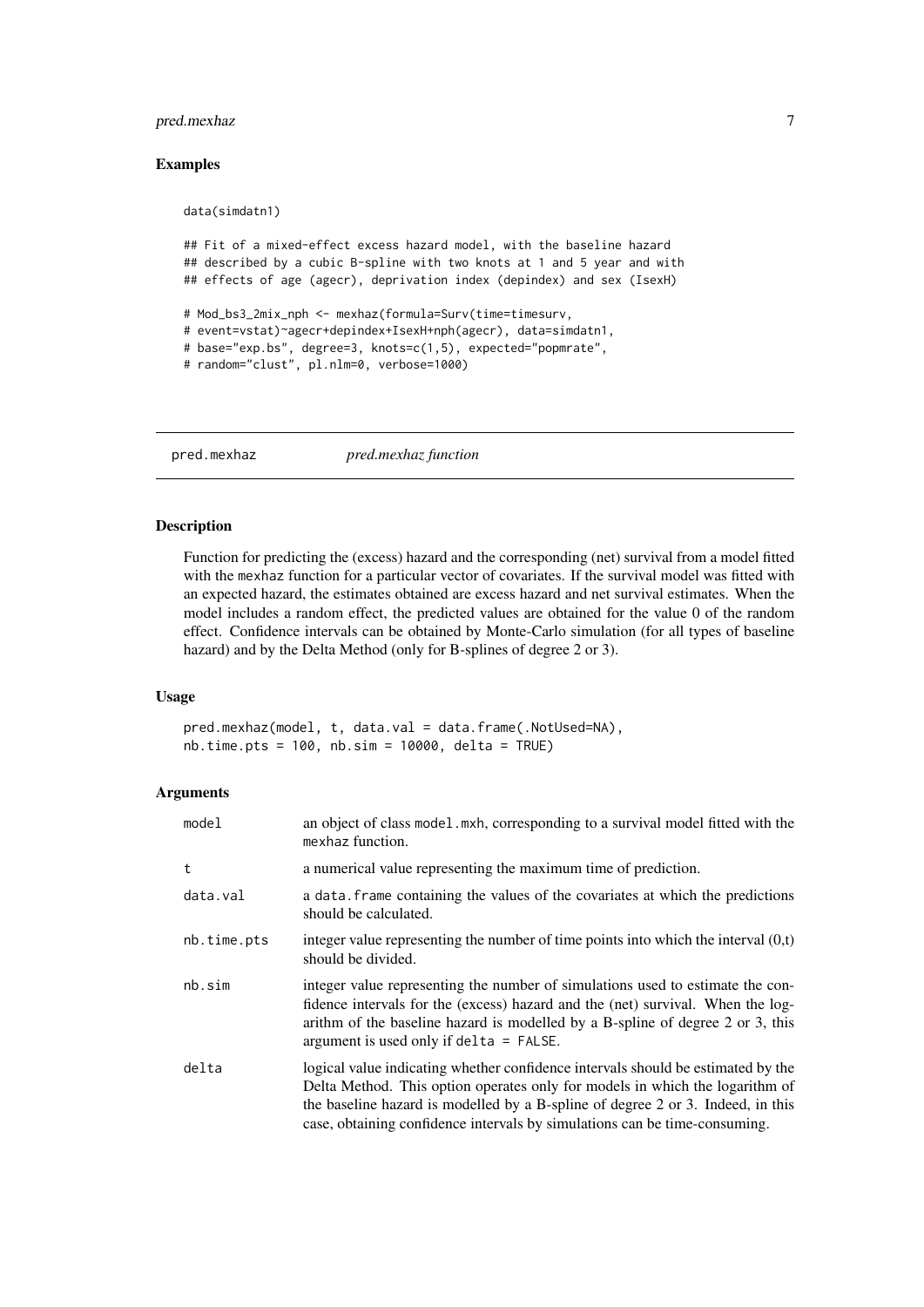## Examples

```
data(simdatn1)

## Fit of a mixed-effect excess hazard model, with the baseline hazard
## described by a cubic B-spline with two knots at 1 and 5 year and with
## effects of age (agecr), deprivation index (depindex) and sex (IsexH)

# Mod_bs3_2mix_nph <- mexhaz(formula=Surv(time=timesurv,
# event=vstat)~agecr+depindex+IsexH+nph(agecr), data=simdatn1,
# base="exp.bs", degree=3, knots=c(1,5), expected="popmrate",
# random="clust", pl.nlm=0, verbose=1000)
```

---

# pred.mexhaz — *pred.mexhaz function*

## Description

Function for predicting the (excess) hazard and the corresponding (net) survival from a model fitted with the mexhaz function for a particular vector of covariates. If the survival model was fitted with an expected hazard, the estimates obtained are excess hazard and net survival estimates. When the model includes a random effect, the predicted values are obtained for the value 0 of the random effect. Confidence intervals can be obtained by Monte-Carlo simulation (for all types of baseline hazard) and by the Delta Method (only for B-splines of degree 2 or 3).

## Usage

```
pred.mexhaz(model, t, data.val = data.frame(.NotUsed=NA),
nb.time.pts = 100, nb.sim = 10000, delta = TRUE)
```

## Arguments

| | |
|---|---|
| model | an object of class model.mxh, corresponding to a survival model fitted with the mexhaz function. |
| t | a numerical value representing the maximum time of prediction. |
| data.val | a data.frame containing the values of the covariates at which the predictions should be calculated. |
| nb.time.pts | integer value representing the number of time points into which the interval (0,t) should be divided. |
| nb.sim | integer value representing the number of simulations used to estimate the confidence intervals for the (excess) hazard and the (net) survival. When the logarithm of the baseline hazard is modelled by a B-spline of degree 2 or 3, this argument is used only if delta = FALSE. |
| delta | logical value indicating whether confidence intervals should be estimated by the Delta Method. This option operates only for models in which the logarithm of the baseline hazard is modelled by a B-spline of degree 2 or 3. Indeed, in this case, obtaining confidence intervals by simulations can be time-consuming. |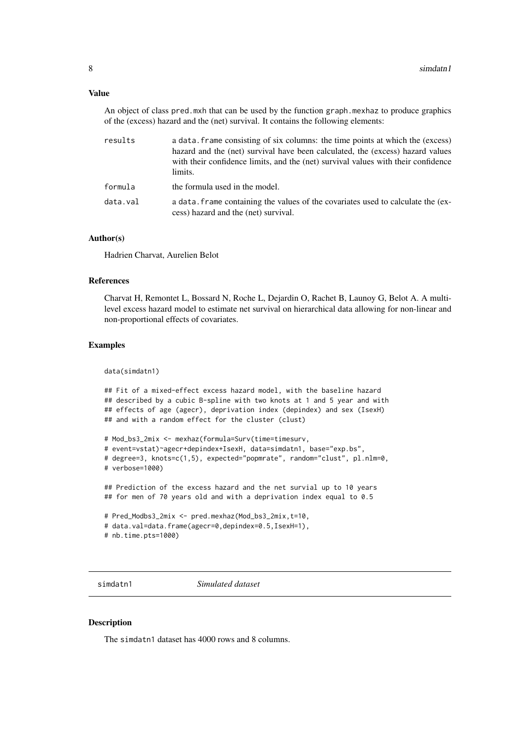### Value

An object of class `pred.mxh` that can be used by the function `graph.mexhaz` to produce graphics of the (excess) hazard and the (net) survival. It contains the following elements:

| | |
|---|---|
| `results` | a `data.frame` consisting of six columns: the time points at which the (excess) hazard and the (net) survival have been calculated, the (excess) hazard values with their confidence limits, and the (net) survival values with their confidence limits. |
| `formula` | the formula used in the model. |
| `data.val` | a `data.frame` containing the values of the covariates used to calculate the (excess) hazard and the (net) survival. |

### Author(s)

Hadrien Charvat, Aurelien Belot

### References

Charvat H, Remontet L, Bossard N, Roche L, Dejardin O, Rachet B, Launoy G, Belot A. A multilevel excess hazard model to estimate net survival on hierarchical data allowing for non-linear and non-proportional effects of covariates.

### Examples

```
data(simdatn1)

## Fit of a mixed-effect excess hazard model, with the baseline hazard
## described by a cubic B-spline with two knots at 1 and 5 year and with
## effects of age (agecr), deprivation index (depindex) and sex (IsexH)
## and with a random effect for the cluster (clust)

# Mod_bs3_2mix <- mexhaz(formula=Surv(time=timesurv,
# event=vstat)~agecr+depindex+IsexH, data=simdatn1, base="exp.bs",
# degree=3, knots=c(1,5), expected="popmrate", random="clust", pl.nlm=0,
# verbose=1000)

## Prediction of the excess hazard and the net survial up to 10 years
## for men of 70 years old and with a deprivation index equal to 0.5

# Pred_Modbs3_2mix <- pred.mexhaz(Mod_bs3_2mix,t=10,
# data.val=data.frame(agecr=0,depindex=0.5,IsexH=1),
# nb.time.pts=1000)
```

---

## simdatn1 — *Simulated dataset*

### Description

The `simdatn1` dataset has 4000 rows and 8 columns.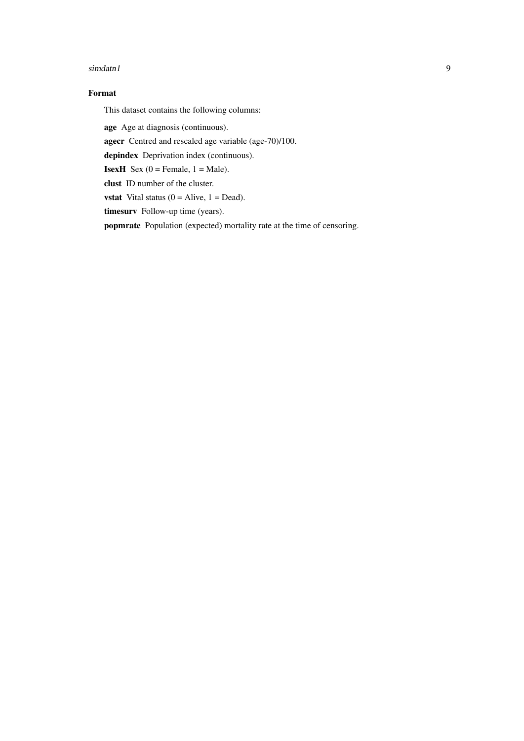### Format

This dataset contains the following columns:

**age** Age at diagnosis (continuous).

**agecr** Centred and rescaled age variable (age-70)/100.

**depindex** Deprivation index (continuous).

**IsexH** Sex (0 = Female, 1 = Male).

**clust** ID number of the cluster.

**vstat** Vital status (0 = Alive, 1 = Dead).

**timesurv** Follow-up time (years).

**popmrate** Population (expected) mortality rate at the time of censoring.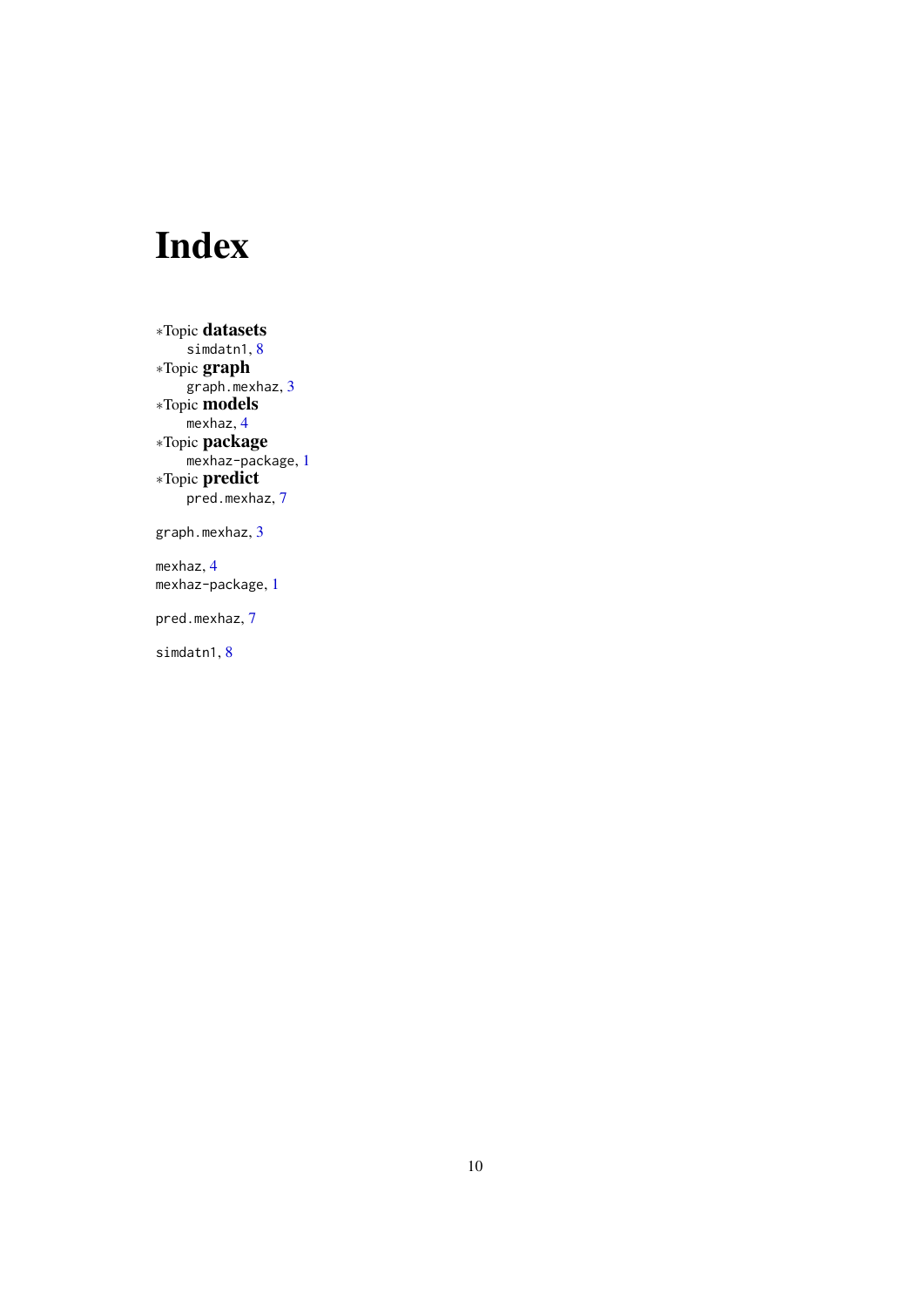# Index

*Topic **datasets**
  simdatn1, 8
*Topic **graph**
  graph.mexhaz, 3
*Topic **models**
  mexhaz, 4
*Topic **package**
  mexhaz-package, 1
*Topic **predict**
  pred.mexhaz, 7

graph.mexhaz, 3

mexhaz, 4
mexhaz-package, 1

pred.mexhaz, 7

simdatn1, 8